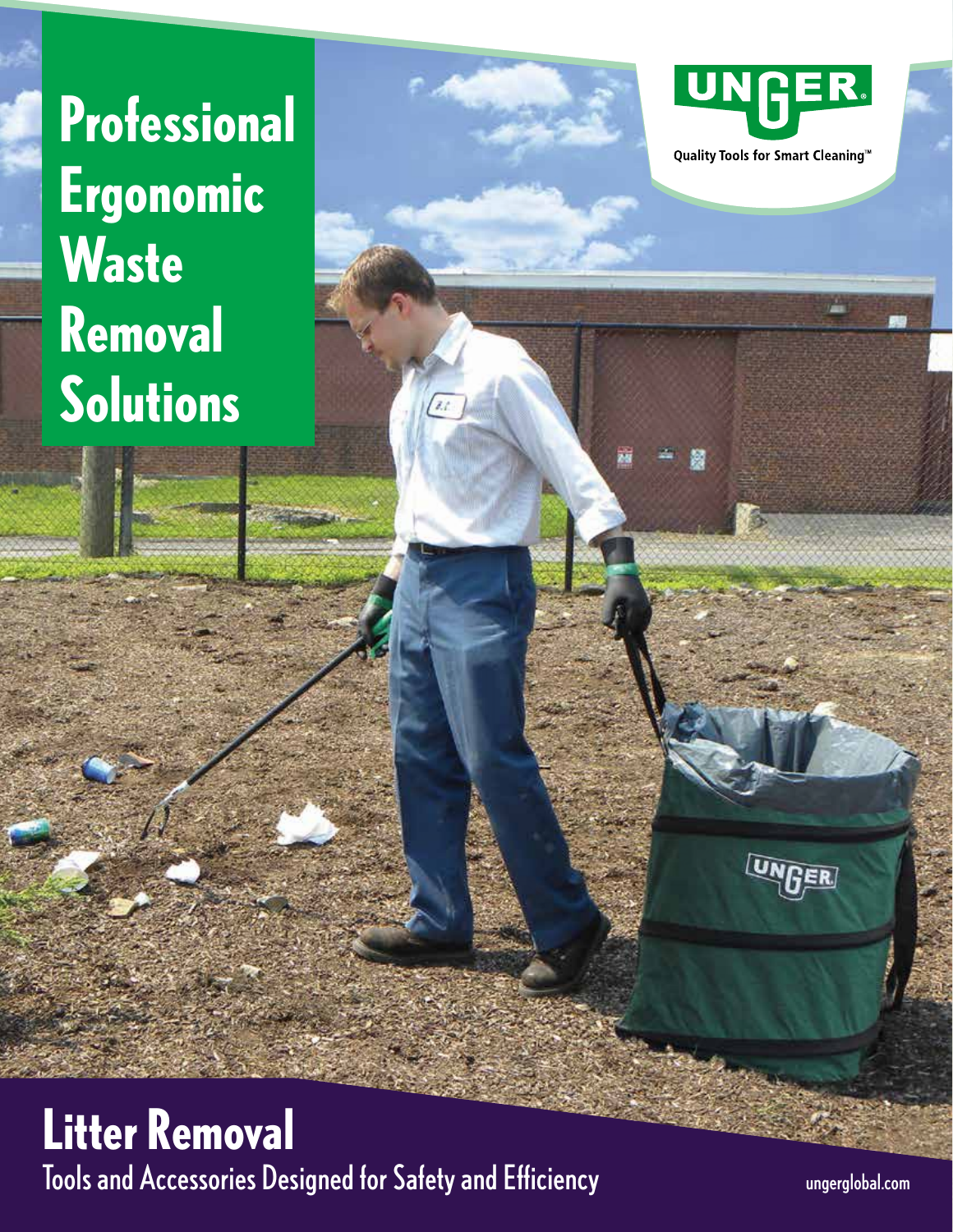# Professional Ergonomic Waste Removal Solutions

UNGER®

Quality Tools for Smart Cleaning™

## Litter Removal

Tools and Accessories Designed for Safety and Efficiency

ungerglobal.com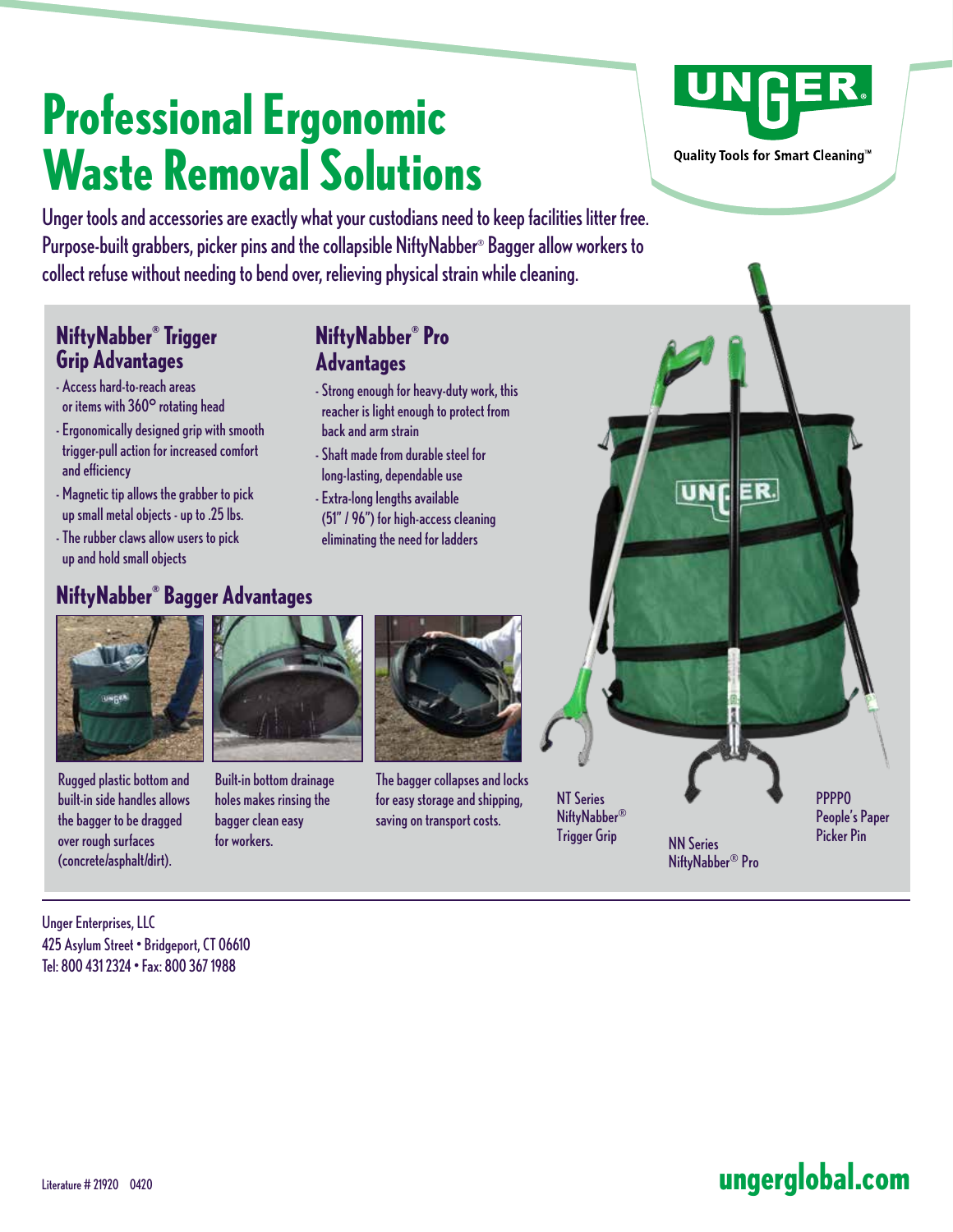# Professional Ergonomic Waste Removal Solutions

UNGER Quality Tools for Smart Cleaning™

Unger tools and accessories are exactly what your custodians need to keep facilities litter free. Purpose-built grabbers, picker pins and the collapsible NiftyNabber® Bagger allow workers to collect refuse without needing to bend over, relieving physical strain while cleaning.

## NiftyNabber® Trigger Grip Advantages

- Access hard-to-reach areas or items with 360° rotating head
- Ergonomically designed grip with smooth trigger-pull action for increased comfort and efficiency
- Magnetic tip allows the grabber to pick up small metal objects - up to .25 lbs.
- The rubber claws allow users to pick up and hold small objects

## NiftyNabber® Pro Advantages

- Strong enough for heavy-duty work, this reacher is light enough to protect from back and arm strain
- Shaft made from durable steel for long-lasting, dependable use
- Extra-long lengths available (51" / 96") for high-access cleaning eliminating the need for ladders

## NiftyNabber® Bagger Advantages

Rugged plastic bottom and built-in side handles allows the bagger to be dragged over rough surfaces (concrete/asphalt/dirt).

Built-in bottom drainage holes makes rinsing the bagger clean easy for workers.

The bagger collapses and locks for easy storage and shipping, saving on transport costs.

NT Series NiftyNabber® Trigger Grip

NN Series NiftyNabber® Pro

PPPP0 People's Paper Picker Pin

Unger Enterprises, LLC
425 Asylum Street • Bridgeport, CT 06610
Tel: 800 431 2324 • Fax: 800 367 1988

Literature # 21920 0420

ungerglobal.com